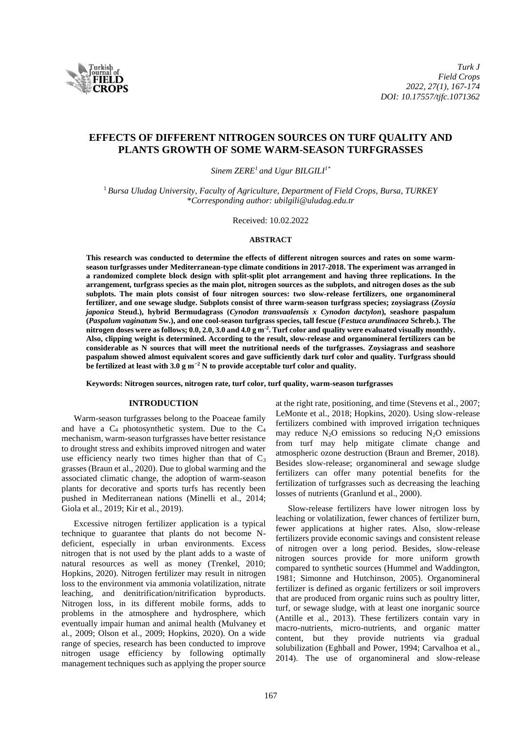# EFFECTS OF DIFFERENT NITROGEN SOURCES ON TURF QUALITY AND PLANTS GROWTH OF SOME WARM-SEASON TURFGRASSES

*Sinem ZERE[1] and Ugur BILGILI[1*]*

[1] *Bursa Uludag University, Faculty of Agriculture, Department of Field Crops, Bursa, TURKEY*
*\*Corresponding author: ubilgili@uludag.edu.tr*

Received: 10.02.2022

## ABSTRACT

**This research was conducted to determine the effects of different nitrogen sources and rates on some warm-season turfgrasses under Mediterranean-type climate conditions in 2017-2018. The experiment was arranged in a randomized complete block design with split-split plot arrangement and having three replications. In the arrangement, turfgrass species as the main plot, nitrogen sources as the subplots, and nitrogen doses as the sub subplots. The main plots consist of four nitrogen sources: two slow-release fertilizers, one organomineral fertilizer, and one sewage sludge. Subplots consist of three warm-season turfgrass species; zoysiagrass (*Zoysia japonica* Steud.), hybrid Bermudagrass (*Cynodon transvaalensis x Cynodon dactylon*), seashore paspalum (*Paspalum vaginatum* Sw.), and one cool-season turfgrass species, tall fescue (*Festuca arundinacea* Schreb.). The nitrogen doses were as follows; 0.0, 2.0, 3.0 and 4.0 g m$^{-2}$. Turf color and quality were evaluated visually monthly. Also, clipping weight is determined. According to the result, slow-release and organomineral fertilizers can be considerable as N sources that will meet the nutritional needs of the turfgrasses. Zoysiagrass and seashore paspalum showed almost equivalent scores and gave sufficiently dark turf color and quality. Turfgrass should be fertilized at least with 3.0 g m$^{-2}$ N to provide acceptable turf color and quality.**

**Keywords: Nitrogen sources, nitrogen rate, turf color, turf quality, warm-season turfgrasses**

## INTRODUCTION

Warm-season turfgrasses belong to the Poaceae family and have a $C_4$ photosynthetic system. Due to the $C_4$ mechanism, warm-season turfgrasses have better resistance to drought stress and exhibits improved nitrogen and water use efficiency nearly two times higher than that of $C_3$ grasses (Braun et al., 2020). Due to global warming and the associated climatic change, the adoption of warm-season plants for decorative and sports turfs has recently been pushed in Mediterranean nations (Minelli et al., 2014; Giola et al., 2019; Kir et al., 2019).

Excessive nitrogen fertilizer application is a typical technique to guarantee that plants do not become N-deficient, especially in urban environments. Excess nitrogen that is not used by the plant adds to a waste of natural resources as well as money (Trenkel, 2010; Hopkins, 2020). Nitrogen fertilizer may result in nitrogen loss to the environment via ammonia volatilization, nitrate leaching, and denitrification/nitrification byproducts. Nitrogen loss, in its different mobile forms, adds to problems in the atmosphere and hydrosphere, which eventually impair human and animal health (Mulvaney et al., 2009; Olson et al., 2009; Hopkins, 2020). On a wide range of species, research has been conducted to improve nitrogen usage efficiency by following optimally management techniques such as applying the proper source at the right rate, positioning, and time (Stevens et al., 2007; LeMonte et al., 2018; Hopkins, 2020). Using slow-release fertilizers combined with improved irrigation techniques may reduce $N_2O$ emissions so reducing $N_2O$ emissions from turf may help mitigate climate change and atmospheric ozone destruction (Braun and Bremer, 2018). Besides slow-release; organomineral and sewage sludge fertilizers can offer many potential benefits for the fertilization of turfgrasses such as decreasing the leaching losses of nutrients (Granlund et al., 2000).

Slow-release fertilizers have lower nitrogen loss by leaching or volatilization, fewer chances of fertilizer burn, fewer applications at higher rates. Also, slow-release fertilizers provide economic savings and consistent release of nitrogen over a long period. Besides, slow-release nitrogen sources provide for more uniform growth compared to synthetic sources (Hummel and Waddington, 1981; Simonne and Hutchinson, 2005). Organomineral fertilizer is defined as organic fertilizers or soil improvers that are produced from organic ruins such as poultry litter, turf, or sewage sludge, with at least one inorganic source (Antille et al., 2013). These fertilizers contain vary in macro-nutrients, micro-nutrients, and organic matter content, but they provide nutrients via gradual solubilization (Eghball and Power, 1994; Carvalhoa et al., 2014). The use of organomineral and slow-release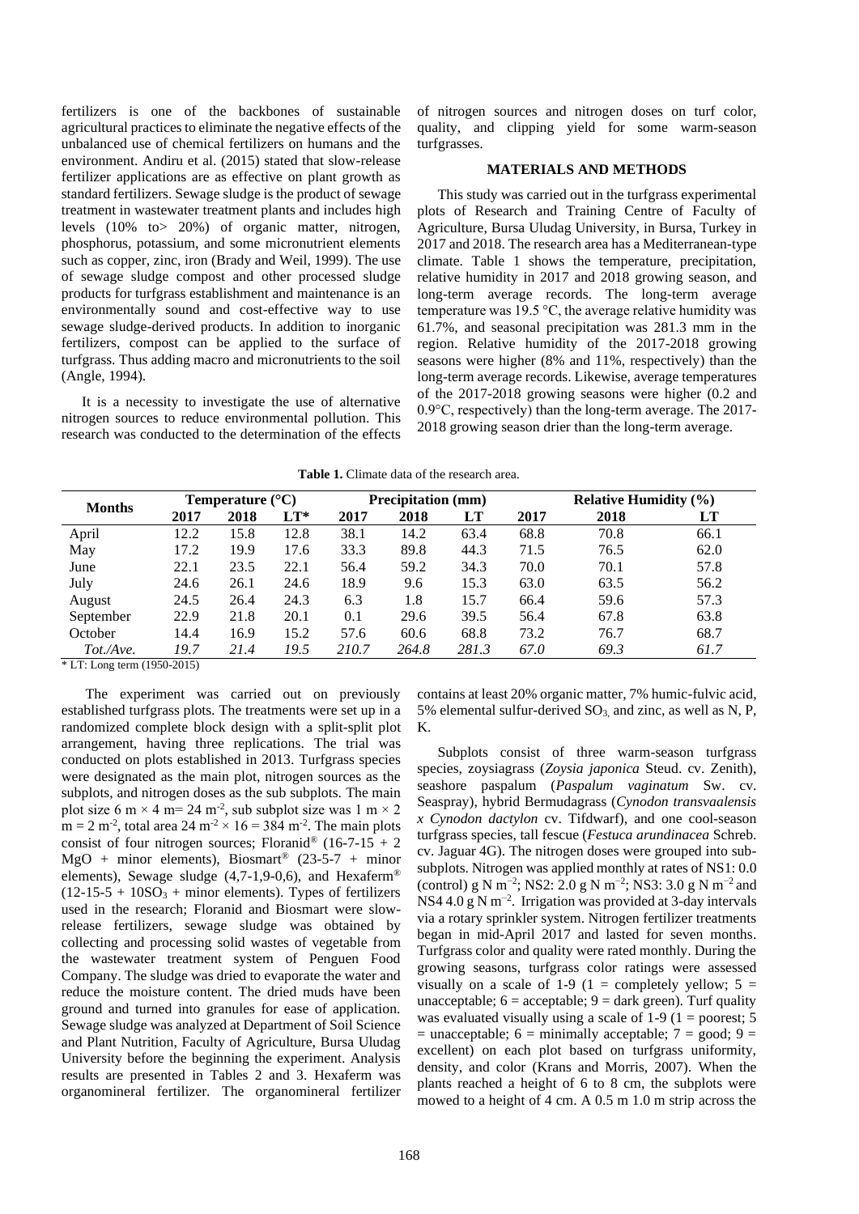fertilizers is one of the backbones of sustainable agricultural practices to eliminate the negative effects of the unbalanced use of chemical fertilizers on humans and the environment. Andiru et al. (2015) stated that slow-release fertilizer applications are as effective on plant growth as standard fertilizers. Sewage sludge is the product of sewage treatment in wastewater treatment plants and includes high levels (10% to> 20%) of organic matter, nitrogen, phosphorus, potassium, and some micronutrient elements such as copper, zinc, iron (Brady and Weil, 1999). The use of sewage sludge compost and other processed sludge products for turfgrass establishment and maintenance is an environmentally sound and cost-effective way to use sewage sludge-derived products. In addition to inorganic fertilizers, compost can be applied to the surface of turfgrass. Thus adding macro and micronutrients to the soil (Angle, 1994).

It is a necessity to investigate the use of alternative nitrogen sources to reduce environmental pollution. This research was conducted to the determination of the effects of nitrogen sources and nitrogen doses on turf color, quality, and clipping yield for some warm-season turfgrasses.

## MATERIALS AND METHODS

This study was carried out in the turfgrass experimental plots of Research and Training Centre of Faculty of Agriculture, Bursa Uludag University, in Bursa, Turkey in 2017 and 2018. The research area has a Mediterranean-type climate. Table 1 shows the temperature, precipitation, relative humidity in 2017 and 2018 growing season, and long-term average records. The long-term average temperature was 19.5 °C, the average relative humidity was 61.7%, and seasonal precipitation was 281.3 mm in the region. Relative humidity of the 2017-2018 growing seasons were higher (8% and 11%, respectively) than the long-term average records. Likewise, average temperatures of the 2017-2018 growing seasons were higher (0.2 and 0.9°C, respectively) than the long-term average. The 2017-2018 growing season drier than the long-term average.

**Table 1.** Climate data of the research area.

| Months | Temperature (°C) | | | Precipitation (mm) | | | Relative Humidity (%) | | |
|---|---|---|---|---|---|---|---|---|---|
| | 2017 | 2018 | LT* | 2017 | 2018 | LT | 2017 | 2018 | LT |
| April | 12.2 | 15.8 | 12.8 | 38.1 | 14.2 | 63.4 | 68.8 | 70.8 | 66.1 |
| May | 17.2 | 19.9 | 17.6 | 33.3 | 89.8 | 44.3 | 71.5 | 76.5 | 62.0 |
| June | 22.1 | 23.5 | 22.1 | 56.4 | 59.2 | 34.3 | 70.0 | 70.1 | 57.8 |
| July | 24.6 | 26.1 | 24.6 | 18.9 | 9.6 | 15.3 | 63.0 | 63.5 | 56.2 |
| August | 24.5 | 26.4 | 24.3 | 6.3 | 1.8 | 15.7 | 66.4 | 59.6 | 57.3 |
| September | 22.9 | 21.8 | 20.1 | 0.1 | 29.6 | 39.5 | 56.4 | 67.8 | 63.8 |
| October | 14.4 | 16.9 | 15.2 | 57.6 | 60.6 | 68.8 | 73.2 | 76.7 | 68.7 |
| *Tot./Ave.* | *19.7* | *21.4* | *19.5* | *210.7* | *264.8* | *281.3* | *67.0* | *69.3* | *61.7* |

\* LT: Long term (1950-2015)

The experiment was carried out on previously established turfgrass plots. The treatments were set up in a randomized complete block design with a split-split plot arrangement, having three replications. The trial was conducted on plots established in 2013. Turfgrass species were designated as the main plot, nitrogen sources as the subplots, and nitrogen doses as the sub subplots. The main plot size 6 m × 4 m= 24 $m^{-2}$, sub subplot size was 1 m × 2 m = 2 $m^{-2}$, total area 24 $m^{-2}$ × 16 = 384 $m^{-2}$. The main plots consist of four nitrogen sources; Floranid® (16-7-15 + 2 MgO + minor elements), Biosmart® (23-5-7 + minor elements), Sewage sludge (4,7-1,9-0,6), and Hexaferm® (12-15-5 + 10$SO_3$ + minor elements). Types of fertilizers used in the research; Floranid and Biosmart were slow-release fertilizers, sewage sludge was obtained by collecting and processing solid wastes of vegetable from the wastewater treatment system of Penguen Food Company. The sludge was dried to evaporate the water and reduce the moisture content. The dried muds have been ground and turned into granules for ease of application. Sewage sludge was analyzed at Department of Soil Science and Plant Nutrition, Faculty of Agriculture, Bursa Uludag University before the beginning the experiment. Analysis results are presented in Tables 2 and 3. Hexaferm was organomineral fertilizer. The organomineral fertilizer contains at least 20% organic matter, 7% humic-fulvic acid, 5% elemental sulfur-derived $SO_3$, and zinc, as well as N, P, K.

Subplots consist of three warm-season turfgrass species, zoysiagrass (*Zoysia japonica* Steud. cv. Zenith), seashore paspalum (*Paspalum vaginatum* Sw. cv. Seaspray), hybrid Bermudagrass (*Cynodon transvaalensis x Cynodon dactylon* cv. Tifdwarf), and one cool-season turfgrass species, tall fescue (*Festuca arundinacea* Schreb. cv. Jaguar 4G). The nitrogen doses were grouped into sub-subplots. Nitrogen was applied monthly at rates of NS1: 0.0 (control) g N $m^{-2}$; NS2: 2.0 g N $m^{-2}$; NS3: 3.0 g N $m^{-2}$ and NS4 4.0 g N $m^{-2}$. Irrigation was provided at 3-day intervals via a rotary sprinkler system. Nitrogen fertilizer treatments began in mid-April 2017 and lasted for seven months. Turfgrass color and quality were rated monthly. During the growing seasons, turfgrass color ratings were assessed visually on a scale of 1-9 (1 = completely yellow; 5 = unacceptable; 6 = acceptable; 9 = dark green). Turf quality was evaluated visually using a scale of 1-9 (1 = poorest; 5 = unacceptable; 6 = minimally acceptable; 7 = good; 9 = excellent) on each plot based on turfgrass uniformity, density, and color (Krans and Morris, 2007). When the plants reached a height of 6 to 8 cm, the subplots were mowed to a height of 4 cm. A 0.5 m 1.0 m strip across the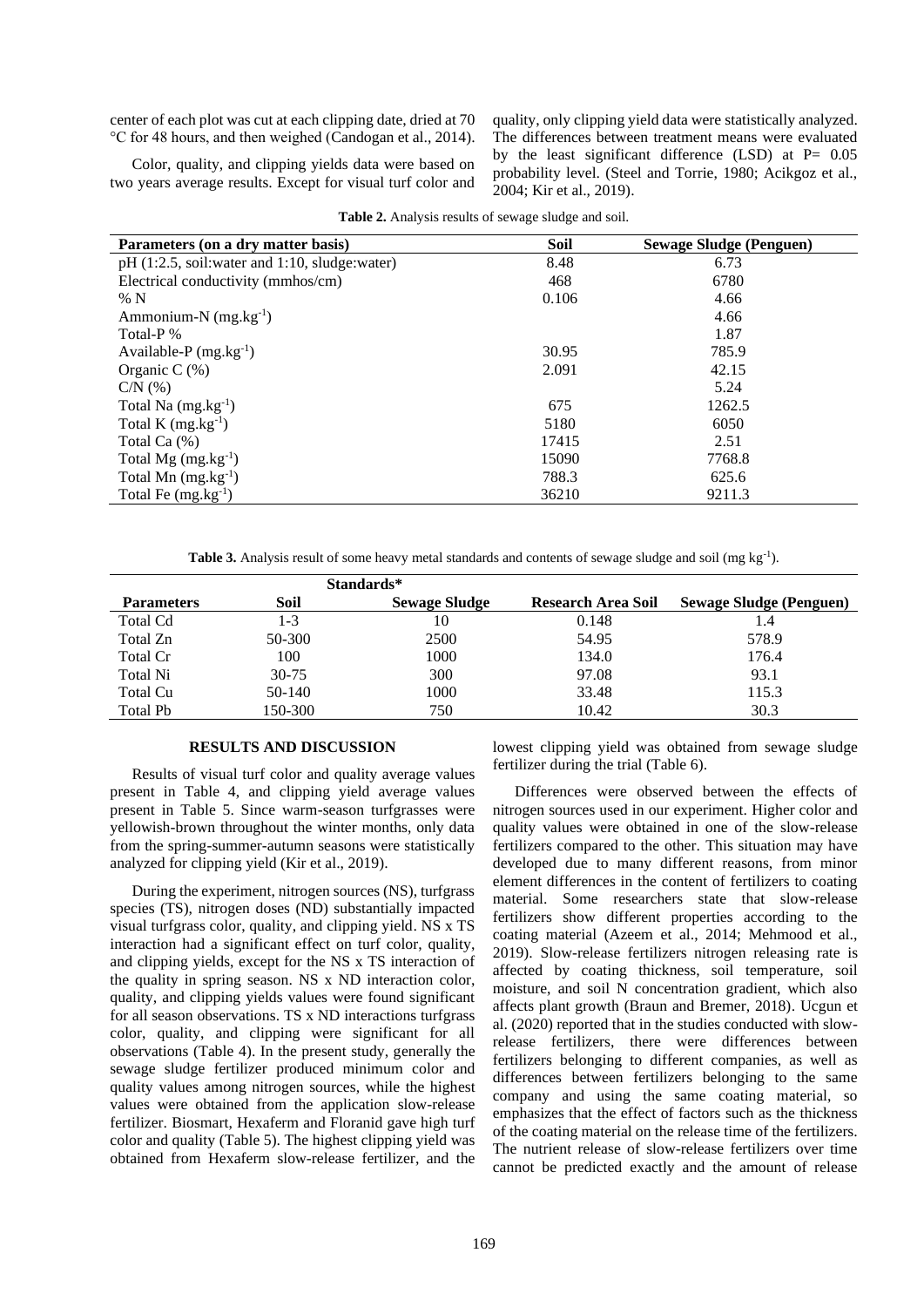center of each plot was cut at each clipping date, dried at 70 °C for 48 hours, and then weighed (Candogan et al., 2014).

Color, quality, and clipping yields data were based on two years average results. Except for visual turf color and quality, only clipping yield data were statistically analyzed. The differences between treatment means were evaluated by the least significant difference (LSD) at P= 0.05 probability level. (Steel and Torrie, 1980; Acikgoz et al., 2004; Kir et al., 2019).

**Table 2.** Analysis results of sewage sludge and soil.

| Parameters (on a dry matter basis) | Soil | Sewage Sludge (Penguen) |
|---|---|---|
| pH (1:2.5, soil:water and 1:10, sludge:water) | 8.48 | 6.73 |
| Electrical conductivity (mmhos/cm) | 468 | 6780 |
| % N | 0.106 | 4.66 |
| Ammonium-N (mg.kg$^{-1}$) | | 4.66 |
| Total-P % | | 1.87 |
| Available-P (mg.kg$^{-1}$) | 30.95 | 785.9 |
| Organic C (%) | 2.091 | 42.15 |
| C/N (%) | | 5.24 |
| Total Na (mg.kg$^{-1}$) | 675 | 1262.5 |
| Total K (mg.kg$^{-1}$) | 5180 | 6050 |
| Total Ca (%) | 17415 | 2.51 |
| Total Mg (mg.kg$^{-1}$) | 15090 | 7768.8 |
| Total Mn (mg.kg$^{-1}$) | 788.3 | 625.6 |
| Total Fe (mg.kg$^{-1}$) | 36210 | 9211.3 |

**Table 3.** Analysis result of some heavy metal standards and contents of sewage sludge and soil (mg kg$^{-1}$).

| | Standards* | | | |
|---|---|---|---|---|
| **Parameters** | **Soil** | **Sewage Sludge** | **Research Area Soil** | **Sewage Sludge (Penguen)** |
| Total Cd | 1-3 | 10 | 0.148 | 1.4 |
| Total Zn | 50-300 | 2500 | 54.95 | 578.9 |
| Total Cr | 100 | 1000 | 134.0 | 176.4 |
| Total Ni | 30-75 | 300 | 97.08 | 93.1 |
| Total Cu | 50-140 | 1000 | 33.48 | 115.3 |
| Total Pb | 150-300 | 750 | 10.42 | 30.3 |

## RESULTS AND DISCUSSION

Results of visual turf color and quality average values present in Table 4, and clipping yield average values present in Table 5. Since warm-season turfgrasses were yellowish-brown throughout the winter months, only data from the spring-summer-autumn seasons were statistically analyzed for clipping yield (Kir et al., 2019).

During the experiment, nitrogen sources (NS), turfgrass species (TS), nitrogen doses (ND) substantially impacted visual turfgrass color, quality, and clipping yield. NS x TS interaction had a significant effect on turf color, quality, and clipping yields, except for the NS x TS interaction of the quality in spring season. NS x ND interaction color, quality, and clipping yields values were found significant for all season observations. TS x ND interactions turfgrass color, quality, and clipping were significant for all observations (Table 4). In the present study, generally the sewage sludge fertilizer produced minimum color and quality values among nitrogen sources, while the highest values were obtained from the application slow-release fertilizer. Biosmart, Hexaferm and Floranid gave high turf color and quality (Table 5). The highest clipping yield was obtained from Hexaferm slow-release fertilizer, and the lowest clipping yield was obtained from sewage sludge fertilizer during the trial (Table 6).

Differences were observed between the effects of nitrogen sources used in our experiment. Higher color and quality values were obtained in one of the slow-release fertilizers compared to the other. This situation may have developed due to many different reasons, from minor element differences in the content of fertilizers to coating material. Some researchers state that slow-release fertilizers show different properties according to the coating material (Azeem et al., 2014; Mehmood et al., 2019). Slow-release fertilizers nitrogen releasing rate is affected by coating thickness, soil temperature, soil moisture, and soil N concentration gradient, which also affects plant growth (Braun and Bremer, 2018). Ucgun et al. (2020) reported that in the studies conducted with slow-release fertilizers, there were differences between fertilizers belonging to different companies, as well as differences between fertilizers belonging to the same company and using the same coating material, so emphasizes that the effect of factors such as the thickness of the coating material on the release time of the fertilizers. The nutrient release of slow-release fertilizers over time cannot be predicted exactly and the amount of release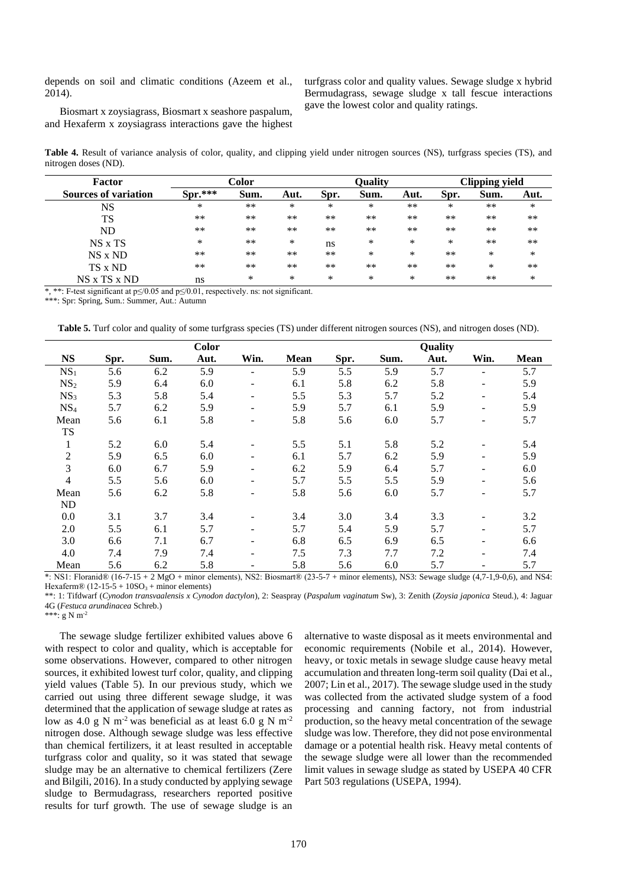depends on soil and climatic conditions (Azeem et al., 2014).

Biosmart x zoysiagrass, Biosmart x seashore paspalum, and Hexaferm x zoysiagrass interactions gave the highest turfgrass color and quality values. Sewage sludge x hybrid Bermudagrass, sewage sludge x tall fescue interactions gave the lowest color and quality ratings.

**Table 4.** Result of variance analysis of color, quality, and clipping yield under nitrogen sources (NS), turfgrass species (TS), and nitrogen doses (ND).

| Factor | Color | | | Quality | | | Clipping yield | | |
|---|---|---|---|---|---|---|---|---|---|
| Sources of variation | Spr.*** | Sum. | Aut. | Spr. | Sum. | Aut. | Spr. | Sum. | Aut. |
| NS | * | ** | * | * | * | ** | * | ** | * |
| TS | ** | ** | ** | ** | ** | ** | ** | ** | ** |
| ND | ** | ** | ** | ** | ** | ** | ** | ** | ** |
| NS x TS | * | ** | * | ns | * | * | * | ** | ** |
| NS x ND | ** | ** | ** | ** | * | * | ** | * | * |
| TS x ND | ** | ** | ** | ** | ** | ** | ** | * | ** |
| NS x TS x ND | ns | * | * | * | * | * | ** | ** | * |

*, **: F-test significant at p≤0.05 and p≤0.01, respectively. ns: not significant.

***: Spr: Spring, Sum.: Summer, Aut.: Autumn

**Table 5.** Turf color and quality of some turfgrass species (TS) under different nitrogen sources (NS), and nitrogen doses (ND).

| | Color | | | | | Quality | | | | |
|---|---|---|---|---|---|---|---|---|---|---|
| NS | Spr. | Sum. | Aut. | Win. | Mean | Spr. | Sum. | Aut. | Win. | Mean |
| $NS_1$ | 5.6 | 6.2 | 5.9 | - | 5.9 | 5.5 | 5.9 | 5.7 | - | 5.7 |
| $NS_2$ | 5.9 | 6.4 | 6.0 | - | 6.1 | 5.8 | 6.2 | 5.8 | - | 5.9 |
| $NS_3$ | 5.3 | 5.8 | 5.4 | - | 5.5 | 5.3 | 5.7 | 5.2 | - | 5.4 |
| $NS_4$ | 5.7 | 6.2 | 5.9 | - | 5.9 | 5.7 | 6.1 | 5.9 | - | 5.9 |
| Mean | 5.6 | 6.1 | 5.8 | - | 5.8 | 5.6 | 6.0 | 5.7 | - | 5.7 |
| TS | | | | | | | | | | |
| 1 | 5.2 | 6.0 | 5.4 | - | 5.5 | 5.1 | 5.8 | 5.2 | - | 5.4 |
| 2 | 5.9 | 6.5 | 6.0 | - | 6.1 | 5.7 | 6.2 | 5.9 | - | 5.9 |
| 3 | 6.0 | 6.7 | 5.9 | - | 6.2 | 5.9 | 6.4 | 5.7 | - | 6.0 |
| 4 | 5.5 | 5.6 | 6.0 | - | 5.7 | 5.5 | 5.5 | 5.9 | - | 5.6 |
| Mean | 5.6 | 6.2 | 5.8 | - | 5.8 | 5.6 | 6.0 | 5.7 | - | 5.7 |
| ND | | | | | | | | | | |
| 0.0 | 3.1 | 3.7 | 3.4 | - | 3.4 | 3.0 | 3.4 | 3.3 | - | 3.2 |
| 2.0 | 5.5 | 6.1 | 5.7 | - | 5.7 | 5.4 | 5.9 | 5.7 | - | 5.7 |
| 3.0 | 6.6 | 7.1 | 6.7 | - | 6.8 | 6.5 | 6.9 | 6.5 | - | 6.6 |
| 4.0 | 7.4 | 7.9 | 7.4 | - | 7.5 | 7.3 | 7.7 | 7.2 | - | 7.4 |
| Mean | 5.6 | 6.2 | 5.8 | - | 5.8 | 5.6 | 6.0 | 5.7 | - | 5.7 |

*: NS1: Floranid® (16-7-15 + 2 MgO + minor elements), NS2: Biosmart® (23-5-7 + minor elements), NS3: Sewage sludge (4,7-1,9-0,6), and NS4: Hexaferm® (12-15-5 + $10SO_3$ + minor elements)

**: 1: Tifdwarf (*Cynodon transvaalensis x Cynodon dactylon*), 2: Seaspray (*Paspalum vaginatum* Sw), 3: Zenith (*Zoysia japonica* Steud.), 4: Jaguar 4G (*Festuca arundinacea* Schreb.)

***: g N $m^{-2}$

The sewage sludge fertilizer exhibited values above 6 with respect to color and quality, which is acceptable for some observations. However, compared to other nitrogen sources, it exhibited lowest turf color, quality, and clipping yield values (Table 5). In our previous study, which we carried out using three different sewage sludge, it was determined that the application of sewage sludge at rates as low as 4.0 g N $m^{-2}$ was beneficial as at least 6.0 g N $m^{-2}$ nitrogen dose. Although sewage sludge was less effective than chemical fertilizers, it at least resulted in acceptable turfgrass color and quality, so it was stated that sewage sludge may be an alternative to chemical fertilizers (Zere and Bilgili, 2016). In a study conducted by applying sewage sludge to Bermudagrass, researchers reported positive results for turf growth. The use of sewage sludge is an alternative to waste disposal as it meets environmental and economic requirements (Nobile et al., 2014). However, heavy, or toxic metals in sewage sludge cause heavy metal accumulation and threaten long-term soil quality (Dai et al., 2007; Lin et al., 2017). The sewage sludge used in the study was collected from the activated sludge system of a food processing and canning factory, not from industrial production, so the heavy metal concentration of the sewage sludge was low. Therefore, they did not pose environmental damage or a potential health risk. Heavy metal contents of the sewage sludge were all lower than the recommended limit values in sewage sludge as stated by USEPA 40 CFR Part 503 regulations (USEPA, 1994).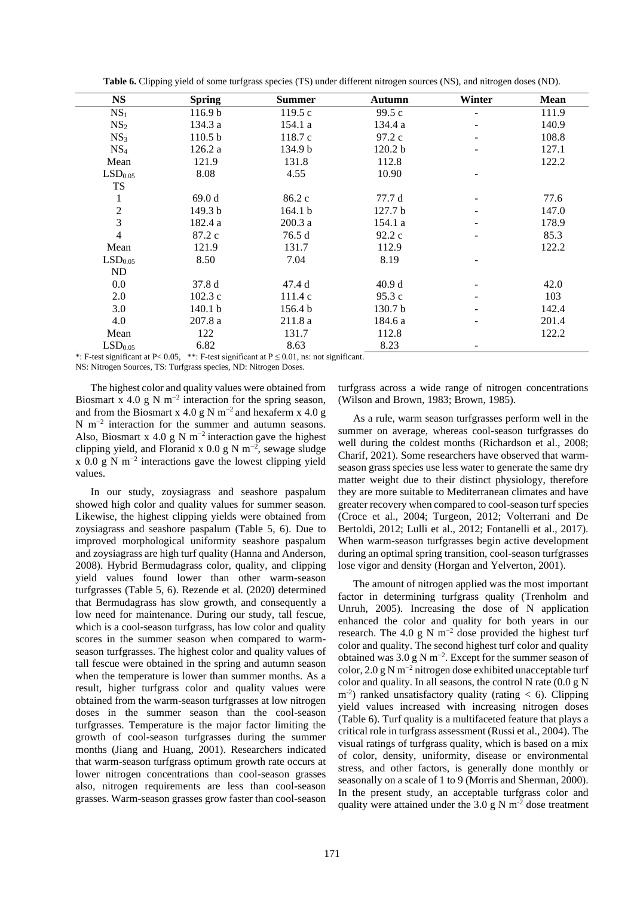**Table 6.** Clipping yield of some turfgrass species (TS) under different nitrogen sources (NS), and nitrogen doses (ND).

| NS | Spring | Summer | Autumn | Winter | Mean |
|---|---|---|---|---|---|
| $NS_1$ | 116.9 b | 119.5 c | 99.5 c | - | 111.9 |
| $NS_2$ | 134.3 a | 154.1 a | 134.4 a | - | 140.9 |
| $NS_3$ | 110.5 b | 118.7 c | 97.2 c | - | 108.8 |
| $NS_4$ | 126.2 a | 134.9 b | 120.2 b | - | 127.1 |
| Mean | 121.9 | 131.8 | 112.8 | | 122.2 |
| $LSD_{0.05}$ | 8.08 | 4.55 | 10.90 | - | |
| TS | | | | | |
| 1 | 69.0 d | 86.2 c | 77.7 d | - | 77.6 |
| 2 | 149.3 b | 164.1 b | 127.7 b | - | 147.0 |
| 3 | 182.4 a | 200.3 a | 154.1 a | - | 178.9 |
| 4 | 87.2 c | 76.5 d | 92.2 c | - | 85.3 |
| Mean | 121.9 | 131.7 | 112.9 | | 122.2 |
| $LSD_{0.05}$ | 8.50 | 7.04 | 8.19 | - | |
| ND | | | | | |
| 0.0 | 37.8 d | 47.4 d | 40.9 d | - | 42.0 |
| 2.0 | 102.3 c | 111.4 c | 95.3 c | - | 103 |
| 3.0 | 140.1 b | 156.4 b | 130.7 b | - | 142.4 |
| 4.0 | 207.8 a | 211.8 a | 184.6 a | - | 201.4 |
| Mean | 122 | 131.7 | 112.8 | | 122.2 |
| $LSD_{0.05}$ | 6.82 | 8.63 | 8.23 | - | |

*: F-test significant at $P< 0.05$, **: F-test significant at $P \leq 0.01$, ns: not significant.
NS: Nitrogen Sources, TS: Turfgrass species, ND: Nitrogen Doses.

The highest color and quality values were obtained from Biosmart x 4.0 g N $m^{-2}$ interaction for the spring season, and from the Biosmart x 4.0 g N $m^{-2}$ and hexaferm x 4.0 g N $m^{-2}$ interaction for the summer and autumn seasons. Also, Biosmart x 4.0 g N $m^{-2}$ interaction gave the highest clipping yield, and Floranid x 0.0 g N $m^{-2}$, sewage sludge x 0.0 g N $m^{-2}$ interactions gave the lowest clipping yield values.

In our study, zoysiagrass and seashore paspalum showed high color and quality values for summer season. Likewise, the highest clipping yields were obtained from zoysiagrass and seashore paspalum (Table 5, 6). Due to improved morphological uniformity seashore paspalum and zoysiagrass are high turf quality (Hanna and Anderson, 2008). Hybrid Bermudagrass color, quality, and clipping yield values found lower than other warm-season turfgrasses (Table 5, 6). Rezende et al. (2020) determined that Bermudagrass has slow growth, and consequently a low need for maintenance. During our study, tall fescue, which is a cool-season turfgrass, has low color and quality scores in the summer season when compared to warm-season turfgrasses. The highest color and quality values of tall fescue were obtained in the spring and autumn season when the temperature is lower than summer months. As a result, higher turfgrass color and quality values were obtained from the warm-season turfgrasses at low nitrogen doses in the summer season than the cool-season turfgrasses. Temperature is the major factor limiting the growth of cool-season turfgrasses during the summer months (Jiang and Huang, 2001). Researchers indicated that warm-season turfgrass optimum growth rate occurs at lower nitrogen concentrations than cool-season grasses also, nitrogen requirements are less than cool-season grasses. Warm-season grasses grow faster than cool-season turfgrass across a wide range of nitrogen concentrations (Wilson and Brown, 1983; Brown, 1985).

As a rule, warm season turfgrasses perform well in the summer on average, whereas cool-season turfgrasses do well during the coldest months (Richardson et al., 2008; Charif, 2021). Some researchers have observed that warm-season grass species use less water to generate the same dry matter weight due to their distinct physiology, therefore they are more suitable to Mediterranean climates and have greater recovery when compared to cool-season turf species (Croce et al., 2004; Turgeon, 2012; Volterrani and De Bertoldi, 2012; Lulli et al., 2012; Fontanelli et al., 2017). When warm-season turfgrasses begin active development during an optimal spring transition, cool-season turfgrasses lose vigor and density (Horgan and Yelverton, 2001).

The amount of nitrogen applied was the most important factor in determining turfgrass quality (Trenholm and Unruh, 2005). Increasing the dose of N application enhanced the color and quality for both years in our research. The 4.0 g N $m^{-2}$ dose provided the highest turf color and quality. The second highest turf color and quality obtained was 3.0 g N $m^{-2}$. Except for the summer season of color, 2.0 g N $m^{-2}$ nitrogen dose exhibited unacceptable turf color and quality. In all seasons, the control N rate (0.0 g N $m^{-2}$) ranked unsatisfactory quality (rating < 6). Clipping yield values increased with increasing nitrogen doses (Table 6). Turf quality is a multifaceted feature that plays a critical role in turfgrass assessment (Russi et al., 2004). The visual ratings of turfgrass quality, which is based on a mix of color, density, uniformity, disease or environmental stress, and other factors, is generally done monthly or seasonally on a scale of 1 to 9 (Morris and Sherman, 2000). In the present study, an acceptable turfgrass color and quality were attained under the 3.0 g N $m^{-2}$ dose treatment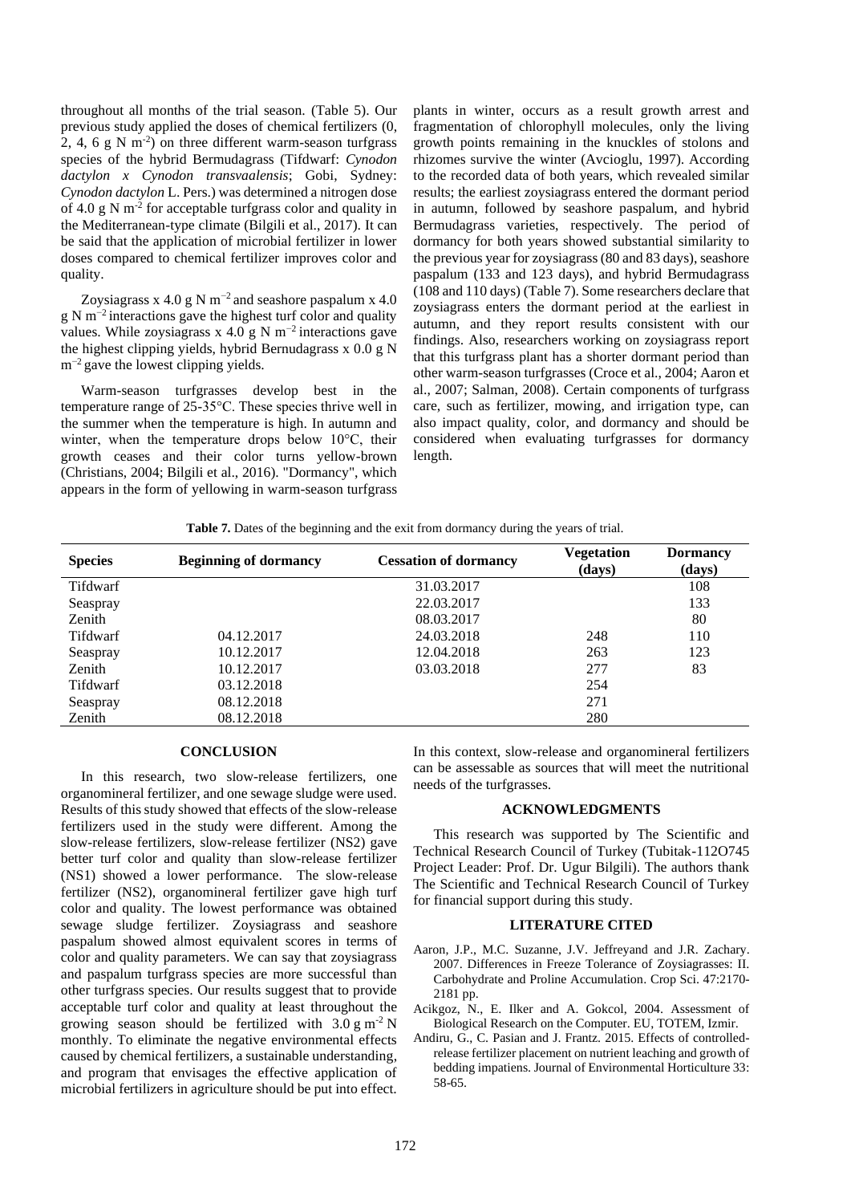throughout all months of the trial season. (Table 5). Our previous study applied the doses of chemical fertilizers (0, 2, 4, 6 g N $m^{-2}$) on three different warm-season turfgrass species of the hybrid Bermudagrass (Tifdwarf: *Cynodon dactylon x Cynodon transvaalensis*; Gobi, Sydney: *Cynodon dactylon* L. Pers.) was determined a nitrogen dose of 4.0 g N $m^{-2}$ for acceptable turfgrass color and quality in the Mediterranean-type climate (Bilgili et al., 2017). It can be said that the application of microbial fertilizer in lower doses compared to chemical fertilizer improves color and quality.

Zoysiagrass x 4.0 g N $m^{-2}$ and seashore paspalum x 4.0 g N $m^{-2}$ interactions gave the highest turf color and quality values. While zoysiagrass x 4.0 g N $m^{-2}$ interactions gave the highest clipping yields, hybrid Bernudagrass x 0.0 g N $m^{-2}$ gave the lowest clipping yields.

Warm-season turfgrasses develop best in the temperature range of 25-35°C. These species thrive well in the summer when the temperature is high. In autumn and winter, when the temperature drops below 10°C, their growth ceases and their color turns yellow-brown (Christians, 2004; Bilgili et al., 2016). "Dormancy", which appears in the form of yellowing in warm-season turfgrass plants in winter, occurs as a result growth arrest and fragmentation of chlorophyll molecules, only the living growth points remaining in the knuckles of stolons and rhizomes survive the winter (Avcioglu, 1997). According to the recorded data of both years, which revealed similar results; the earliest zoysiagrass entered the dormant period in autumn, followed by seashore paspalum, and hybrid Bermudagrass varieties, respectively. The period of dormancy for both years showed substantial similarity to the previous year for zoysiagrass (80 and 83 days), seashore paspalum (133 and 123 days), and hybrid Bermudagrass (108 and 110 days) (Table 7). Some researchers declare that zoysiagrass enters the dormant period at the earliest in autumn, and they report results consistent with our findings. Also, researchers working on zoysiagrass report that this turfgrass plant has a shorter dormant period than other warm-season turfgrasses (Croce et al., 2004; Aaron et al., 2007; Salman, 2008). Certain components of turfgrass care, such as fertilizer, mowing, and irrigation type, can also impact quality, color, and dormancy and should be considered when evaluating turfgrasses for dormancy length.

**Table 7.** Dates of the beginning and the exit from dormancy during the years of trial.

| Species | Beginning of dormancy | Cessation of dormancy | Vegetation (days) | Dormancy (days) |
|---|---|---|---|---|
| Tifdwarf | | 31.03.2017 | | 108 |
| Seaspray | | 22.03.2017 | | 133 |
| Zenith | | 08.03.2017 | | 80 |
| Tifdwarf | 04.12.2017 | 24.03.2018 | 248 | 110 |
| Seaspray | 10.12.2017 | 12.04.2018 | 263 | 123 |
| Zenith | 10.12.2017 | 03.03.2018 | 277 | 83 |
| Tifdwarf | 03.12.2018 | | 254 | |
| Seaspray | 08.12.2018 | | 271 | |
| Zenith | 08.12.2018 | | 280 | |

## CONCLUSION

In this research, two slow-release fertilizers, one organomineral fertilizer, and one sewage sludge were used. Results of this study showed that effects of the slow-release fertilizers used in the study were different. Among the slow-release fertilizers, slow-release fertilizer (NS2) gave better turf color and quality than slow-release fertilizer (NS1) showed a lower performance. The slow-release fertilizer (NS2), organomineral fertilizer gave high turf color and quality. The lowest performance was obtained sewage sludge fertilizer. Zoysiagrass and seashore paspalum showed almost equivalent scores in terms of color and quality parameters. We can say that zoysiagrass and paspalum turfgrass species are more successful than other turfgrass species. Our results suggest that to provide acceptable turf color and quality at least throughout the growing season should be fertilized with 3.0 g $m^{-2}$ N monthly. To eliminate the negative environmental effects caused by chemical fertilizers, a sustainable understanding, and program that envisages the effective application of microbial fertilizers in agriculture should be put into effect. In this context, slow-release and organomineral fertilizers can be assessable as sources that will meet the nutritional needs of the turfgrasses.

## ACKNOWLEDGMENTS

This research was supported by The Scientific and Technical Research Council of Turkey (Tubitak-112O745 Project Leader: Prof. Dr. Ugur Bilgili). The authors thank The Scientific and Technical Research Council of Turkey for financial support during this study.

## LITERATURE CITED

Aaron, J.P., M.C. Suzanne, J.V. Jeffreyand and J.R. Zachary. 2007. Differences in Freeze Tolerance of Zoysiagrasses: II. Carbohydrate and Proline Accumulation. Crop Sci. 47:2170-2181 pp.

Acikgoz, N., E. Ilker and A. Gokcol, 2004. Assessment of Biological Research on the Computer. EU, TOTEM, Izmir.

Andiru, G., C. Pasian and J. Frantz. 2015. Effects of controlled-release fertilizer placement on nutrient leaching and growth of bedding impatiens. Journal of Environmental Horticulture 33: 58-65.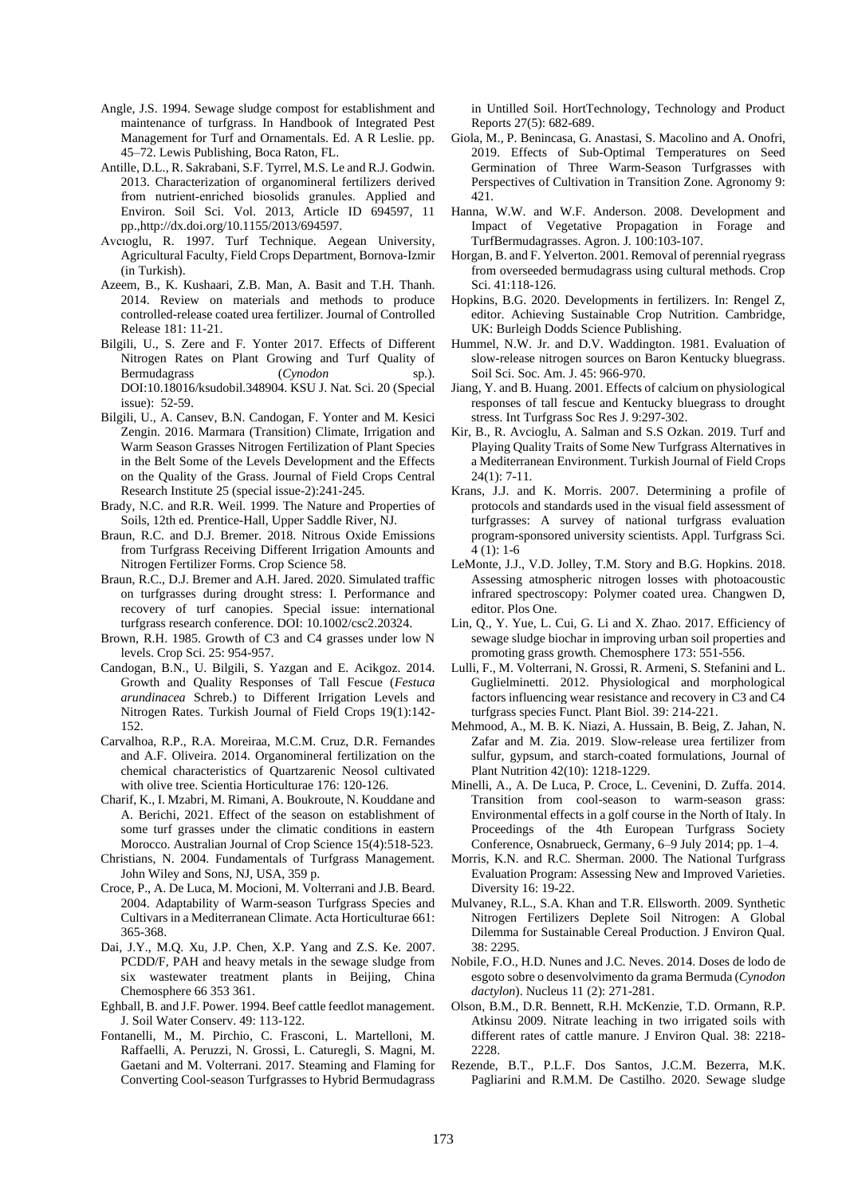Angle, J.S. 1994. Sewage sludge compost for establishment and maintenance of turfgrass. In Handbook of Integrated Pest Management for Turf and Ornamentals. Ed. A R Leslie. pp. 45–72. Lewis Publishing, Boca Raton, FL.

Antille, D.L., R. Sakrabani, S.F. Tyrrel, M.S. Le and R.J. Godwin. 2013. Characterization of organomineral fertilizers derived from nutrient-enriched biosolids granules. Applied and Environ. Soil Sci. Vol. 2013, Article ID 694597, 11 pp.,http://dx.doi.org/10.1155/2013/694597.

Avcıoglu, R. 1997. Turf Technique. Aegean University, Agricultural Faculty, Field Crops Department, Bornova-Izmir (in Turkish).

Azeem, B., K. Kushaari, Z.B. Man, A. Basit and T.H. Thanh. 2014. Review on materials and methods to produce controlled-release coated urea fertilizer. Journal of Controlled Release 181: 11-21.

Bilgili, U., S. Zere and F. Yonter 2017. Effects of Different Nitrogen Rates on Plant Growing and Turf Quality of Bermudagrass (*Cynodon* sp.). DOI:10.18016/ksudobil.348904. KSU J. Nat. Sci. 20 (Special issue): 52-59.

Bilgili, U., A. Cansev, B.N. Candogan, F. Yonter and M. Kesici Zengin. 2016. Marmara (Transition) Climate, Irrigation and Warm Season Grasses Nitrogen Fertilization of Plant Species in the Belt Some of the Levels Development and the Effects on the Quality of the Grass. Journal of Field Crops Central Research Institute 25 (special issue-2):241-245.

Brady, N.C. and R.R. Weil. 1999. The Nature and Properties of Soils, 12th ed. Prentice-Hall, Upper Saddle River, NJ.

Braun, R.C. and D.J. Bremer. 2018. Nitrous Oxide Emissions from Turfgrass Receiving Different Irrigation Amounts and Nitrogen Fertilizer Forms. Crop Science 58.

Braun, R.C., D.J. Bremer and A.H. Jared. 2020. Simulated traffic on turfgrasses during drought stress: I. Performance and recovery of turf canopies. Special issue: international turfgrass research conference. DOI: 10.1002/csc2.20324.

Brown, R.H. 1985. Growth of C3 and C4 grasses under low N levels. Crop Sci. 25: 954-957.

Candogan, B.N., U. Bilgili, S. Yazgan and E. Acikgoz. 2014. Growth and Quality Responses of Tall Fescue (*Festuca arundinacea* Schreb.) to Different Irrigation Levels and Nitrogen Rates. Turkish Journal of Field Crops 19(1):142-152.

Carvalhoa, R.P., R.A. Moreiraa, M.C.M. Cruz, D.R. Fernandes and A.F. Oliveira. 2014. Organomineral fertilization on the chemical characteristics of Quartzarenic Neosol cultivated with olive tree. Scientia Horticulturae 176: 120-126.

Charif, K., I. Mzabri, M. Rimani, A. Boukroute, N. Kouddane and A. Berichi, 2021. Effect of the season on establishment of some turf grasses under the climatic conditions in eastern Morocco. Australian Journal of Crop Science 15(4):518-523.

Christians, N. 2004. Fundamentals of Turfgrass Management. John Wiley and Sons, NJ, USA, 359 p.

Croce, P., A. De Luca, M. Mocioni, M. Volterrani and J.B. Beard. 2004. Adaptability of Warm-season Turfgrass Species and Cultivars in a Mediterranean Climate. Acta Horticulturae 661: 365-368.

Dai, J.Y., M.Q. Xu, J.P. Chen, X.P. Yang and Z.S. Ke. 2007. PCDD/F, PAH and heavy metals in the sewage sludge from six wastewater treatment plants in Beijing, China Chemosphere 66 353 361.

Eghball, B. and J.F. Power. 1994. Beef cattle feedlot management. J. Soil Water Conserv. 49: 113-122.

Fontanelli, M., M. Pirchio, C. Frasconi, L. Martelloni, M. Raffaelli, A. Peruzzi, N. Grossi, L. Caturegli, S. Magni, M. Gaetani and M. Volterrani. 2017. Steaming and Flaming for Converting Cool-season Turfgrasses to Hybrid Bermudagrass in Untilled Soil. HortTechnology, Technology and Product Reports 27(5): 682-689.

Giola, M., P. Benincasa, G. Anastasi, S. Macolino and A. Onofri, 2019. Effects of Sub-Optimal Temperatures on Seed Germination of Three Warm-Season Turfgrasses with Perspectives of Cultivation in Transition Zone. Agronomy 9: 421.

Hanna, W.W. and W.F. Anderson. 2008. Development and Impact of Vegetative Propagation in Forage and TurfBermudagrasses. Agron. J. 100:103-107.

Horgan, B. and F. Yelverton. 2001. Removal of perennial ryegrass from overseeded bermudagrass using cultural methods. Crop Sci. 41:118-126.

Hopkins, B.G. 2020. Developments in fertilizers. In: Rengel Z, editor. Achieving Sustainable Crop Nutrition. Cambridge, UK: Burleigh Dodds Science Publishing.

Hummel, N.W. Jr. and D.V. Waddington. 1981. Evaluation of slow-release nitrogen sources on Baron Kentucky bluegrass. Soil Sci. Soc. Am. J. 45: 966-970.

Jiang, Y. and B. Huang. 2001. Effects of calcium on physiological responses of tall fescue and Kentucky bluegrass to drought stress. Int Turfgrass Soc Res J. 9:297-302.

Kir, B., R. Avcioglu, A. Salman and S.S Ozkan. 2019. Turf and Playing Quality Traits of Some New Turfgrass Alternatives in a Mediterranean Environment. Turkish Journal of Field Crops 24(1): 7-11.

Krans, J.J. and K. Morris. 2007. Determining a profile of protocols and standards used in the visual field assessment of turfgrasses: A survey of national turfgrass evaluation program-sponsored university scientists. Appl. Turfgrass Sci. 4 (1): 1-6

LeMonte, J.J., V.D. Jolley, T.M. Story and B.G. Hopkins. 2018. Assessing atmospheric nitrogen losses with photoacoustic infrared spectroscopy: Polymer coated urea. Changwen D, editor. Plos One.

Lin, Q., Y. Yue, L. Cui, G. Li and X. Zhao. 2017. Efficiency of sewage sludge biochar in improving urban soil properties and promoting grass growth. Chemosphere 173: 551-556.

Lulli, F., M. Volterrani, N. Grossi, R. Armeni, S. Stefanini and L. Guglielminetti. 2012. Physiological and morphological factors influencing wear resistance and recovery in C3 and C4 turfgrass species Funct. Plant Biol. 39: 214-221.

Mehmood, A., M. B. K. Niazi, A. Hussain, B. Beig, Z. Jahan, N. Zafar and M. Zia. 2019. Slow-release urea fertilizer from sulfur, gypsum, and starch-coated formulations, Journal of Plant Nutrition 42(10): 1218-1229.

Minelli, A., A. De Luca, P. Croce, L. Cevenini, D. Zuffa. 2014. Transition from cool-season to warm-season grass: Environmental effects in a golf course in the North of Italy. In Proceedings of the 4th European Turfgrass Society Conference, Osnabrueck, Germany, 6–9 July 2014; pp. 1–4.

Morris, K.N. and R.C. Sherman. 2000. The National Turfgrass Evaluation Program: Assessing New and Improved Varieties. Diversity 16: 19-22.

Mulvaney, R.L., S.A. Khan and T.R. Ellsworth. 2009. Synthetic Nitrogen Fertilizers Deplete Soil Nitrogen: A Global Dilemma for Sustainable Cereal Production. J Environ Qual. 38: 2295.

Nobile, F.O., H.D. Nunes and J.C. Neves. 2014. Doses de lodo de esgoto sobre o desenvolvimento da grama Bermuda (*Cynodon dactylon*). Nucleus 11 (2): 271-281.

Olson, B.M., D.R. Bennett, R.H. McKenzie, T.D. Ormann, R.P. Atkinsu 2009. Nitrate leaching in two irrigated soils with different rates of cattle manure. J Environ Qual. 38: 2218-2228.

Rezende, B.T., P.L.F. Dos Santos, J.C.M. Bezerra, M.K. Pagliarini and R.M.M. De Castilho. 2020. Sewage sludge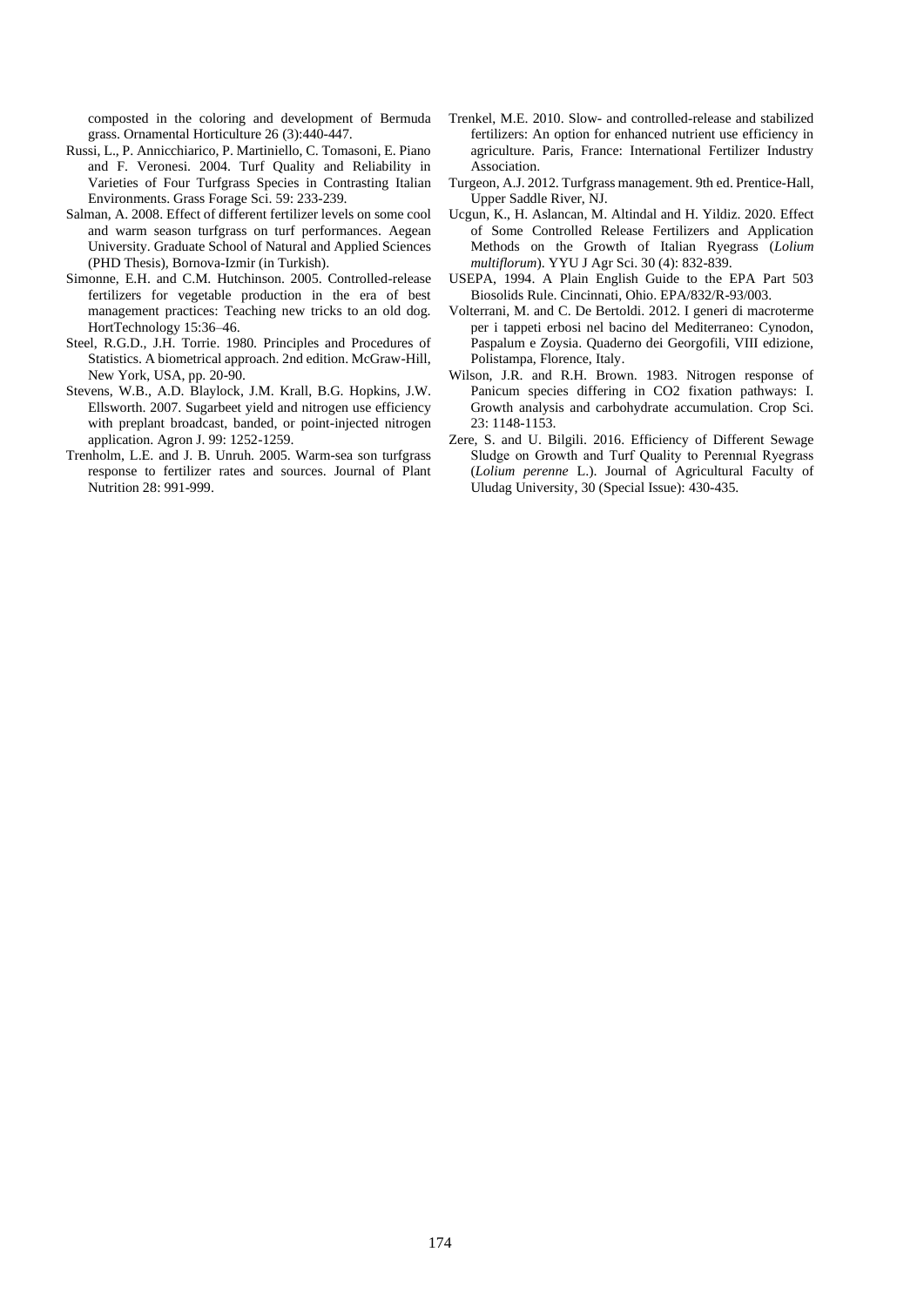composted in the coloring and development of Bermuda grass. Ornamental Horticulture 26 (3):440-447.

Russi, L., P. Annicchiarico, P. Martiniello, C. Tomasoni, E. Piano and F. Veronesi. 2004. Turf Quality and Reliability in Varieties of Four Turfgrass Species in Contrasting Italian Environments. Grass Forage Sci. 59: 233-239.

Salman, A. 2008. Effect of different fertilizer levels on some cool and warm season turfgrass on turf performances. Aegean University. Graduate School of Natural and Applied Sciences (PHD Thesis), Bornova-Izmir (in Turkish).

Simonne, E.H. and C.M. Hutchinson. 2005. Controlled-release fertilizers for vegetable production in the era of best management practices: Teaching new tricks to an old dog. HortTechnology 15:36–46.

Steel, R.G.D., J.H. Torrie. 1980. Principles and Procedures of Statistics. A biometrical approach. 2nd edition. McGraw-Hill, New York, USA, pp. 20-90.

Stevens, W.B., A.D. Blaylock, J.M. Krall, B.G. Hopkins, J.W. Ellsworth. 2007. Sugarbeet yield and nitrogen use efficiency with preplant broadcast, banded, or point-injected nitrogen application. Agron J. 99: 1252-1259.

Trenholm, L.E. and J. B. Unruh. 2005. Warm-sea son turfgrass response to fertilizer rates and sources. Journal of Plant Nutrition 28: 991-999.

Trenkel, M.E. 2010. Slow- and controlled-release and stabilized fertilizers: An option for enhanced nutrient use efficiency in agriculture. Paris, France: International Fertilizer Industry Association.

Turgeon, A.J. 2012. Turfgrass management. 9th ed. Prentice-Hall, Upper Saddle River, NJ.

Ucgun, K., H. Aslancan, M. Altindal and H. Yildiz. 2020. Effect of Some Controlled Release Fertilizers and Application Methods on the Growth of Italian Ryegrass (*Lolium multiflorum*). YYU J Agr Sci. 30 (4): 832-839.

USEPA, 1994. A Plain English Guide to the EPA Part 503 Biosolids Rule. Cincinnati, Ohio. EPA/832/R-93/003.

Volterrani, M. and C. De Bertoldi. 2012. I generi di macroterme per i tappeti erbosi nel bacino del Mediterraneo: Cynodon, Paspalum e Zoysia. Quaderno dei Georgofili, VIII edizione, Polistampa, Florence, Italy.

Wilson, J.R. and R.H. Brown. 1983. Nitrogen response of Panicum species differing in CO2 fixation pathways: I. Growth analysis and carbohydrate accumulation. Crop Sci. 23: 1148-1153.

Zere, S. and U. Bilgili. 2016. Efficiency of Different Sewage Sludge on Growth and Turf Quality to Perennıal Ryegrass (*Lolium perenne* L.). Journal of Agricultural Faculty of Uludag University, 30 (Special Issue): 430-435.